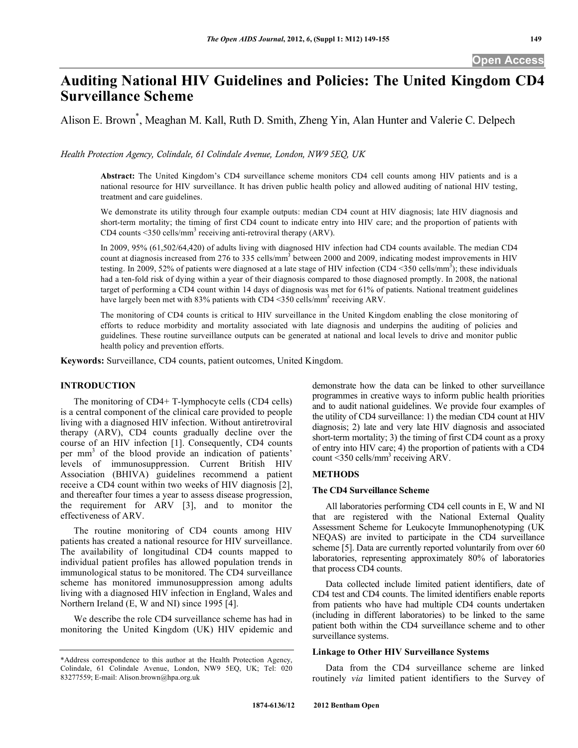# Auditing National HIV Guidelines and Policies: The United Kingdom CD4 Surveillance Scheme

Alison E. Brown*, Meaghan M. Kall, Ruth D. Smith, Zheng Yin, Alan Hunter and Valerie C. Delpech

*Health Protection Agency, Colindale, 61 Colindale Avenue, London, NW9 5EQ, UK*

**Abstract:** The United Kingdom's CD4 surveillance scheme monitors CD4 cell counts among HIV patients and is a national resource for HIV surveillance. It has driven public health policy and allowed auditing of national HIV testing, treatment and care guidelines.

We demonstrate its utility through four example outputs: median CD4 count at HIV diagnosis; late HIV diagnosis and short-term mortality; the timing of first CD4 count to indicate entry into HIV care; and the proportion of patients with CD4 counts <350 cells/mm$^3$ receiving anti-retroviral therapy (ARV).

In 2009, 95% (61,502/64,420) of adults living with diagnosed HIV infection had CD4 counts available. The median CD4 count at diagnosis increased from 276 to 335 cells/mm$^3$ between 2000 and 2009, indicating modest improvements in HIV testing. In 2009, 52% of patients were diagnosed at a late stage of HIV infection (CD4 <350 cells/mm$^3$); these individuals had a ten-fold risk of dying within a year of their diagnosis compared to those diagnosed promptly. In 2008, the national target of performing a CD4 count within 14 days of diagnosis was met for 61% of patients. National treatment guidelines have largely been met with 83% patients with CD4 <350 cells/mm$^3$ receiving ARV.

The monitoring of CD4 counts is critical to HIV surveillance in the United Kingdom enabling the close monitoring of efforts to reduce morbidity and mortality associated with late diagnosis and underpins the auditing of policies and guidelines. These routine surveillance outputs can be generated at national and local levels to drive and monitor public health policy and prevention efforts.

**Keywords:** Surveillance, CD4 counts, patient outcomes, United Kingdom.

## INTRODUCTION

The monitoring of CD4+ T-lymphocyte cells (CD4 cells) is a central component of the clinical care provided to people living with a diagnosed HIV infection. Without antiretroviral therapy (ARV), CD4 counts gradually decline over the course of an HIV infection [1]. Consequently, CD4 counts per mm$^3$ of the blood provide an indication of patients' levels of immunosuppression. Current British HIV Association (BHIVA) guidelines recommend a patient receive a CD4 count within two weeks of HIV diagnosis [2], and thereafter four times a year to assess disease progression, the requirement for ARV [3], and to monitor the effectiveness of ARV.

The routine monitoring of CD4 counts among HIV patients has created a national resource for HIV surveillance. The availability of longitudinal CD4 counts mapped to individual patient profiles has allowed population trends in immunological status to be monitored. The CD4 surveillance scheme has monitored immunosuppression among adults living with a diagnosed HIV infection in England, Wales and Northern Ireland (E, W and NI) since 1995 [4].

We describe the role CD4 surveillance scheme has had in monitoring the United Kingdom (UK) HIV epidemic and demonstrate how the data can be linked to other surveillance programmes in creative ways to inform public health priorities and to audit national guidelines. We provide four examples of the utility of CD4 surveillance: 1) the median CD4 count at HIV diagnosis; 2) late and very late HIV diagnosis and associated short-term mortality; 3) the timing of first CD4 count as a proxy of entry into HIV care; 4) the proportion of patients with a CD4 count <350 cells/mm$^3$ receiving ARV.

## METHODS

### The CD4 Surveillance Scheme

All laboratories performing CD4 cell counts in E, W and NI that are registered with the National External Quality Assessment Scheme for Leukocyte Immunophenotyping (UK NEQAS) are invited to participate in the CD4 surveillance scheme [5]. Data are currently reported voluntarily from over 60 laboratories, representing approximately 80% of laboratories that process CD4 counts.

Data collected include limited patient identifiers, date of CD4 test and CD4 counts. The limited identifiers enable reports from patients who have had multiple CD4 counts undertaken (including in different laboratories) to be linked to the same patient both within the CD4 surveillance scheme and to other surveillance systems.

### Linkage to Other HIV Surveillance Systems

Data from the CD4 surveillance scheme are linked routinely *via* limited patient identifiers to the Survey of

*Address correspondence to this author at the Health Protection Agency, Colindale, 61 Colindale Avenue, London, NW9 5EQ, UK; Tel: 020 83277559; E-mail: Alison.brown@hpa.org.uk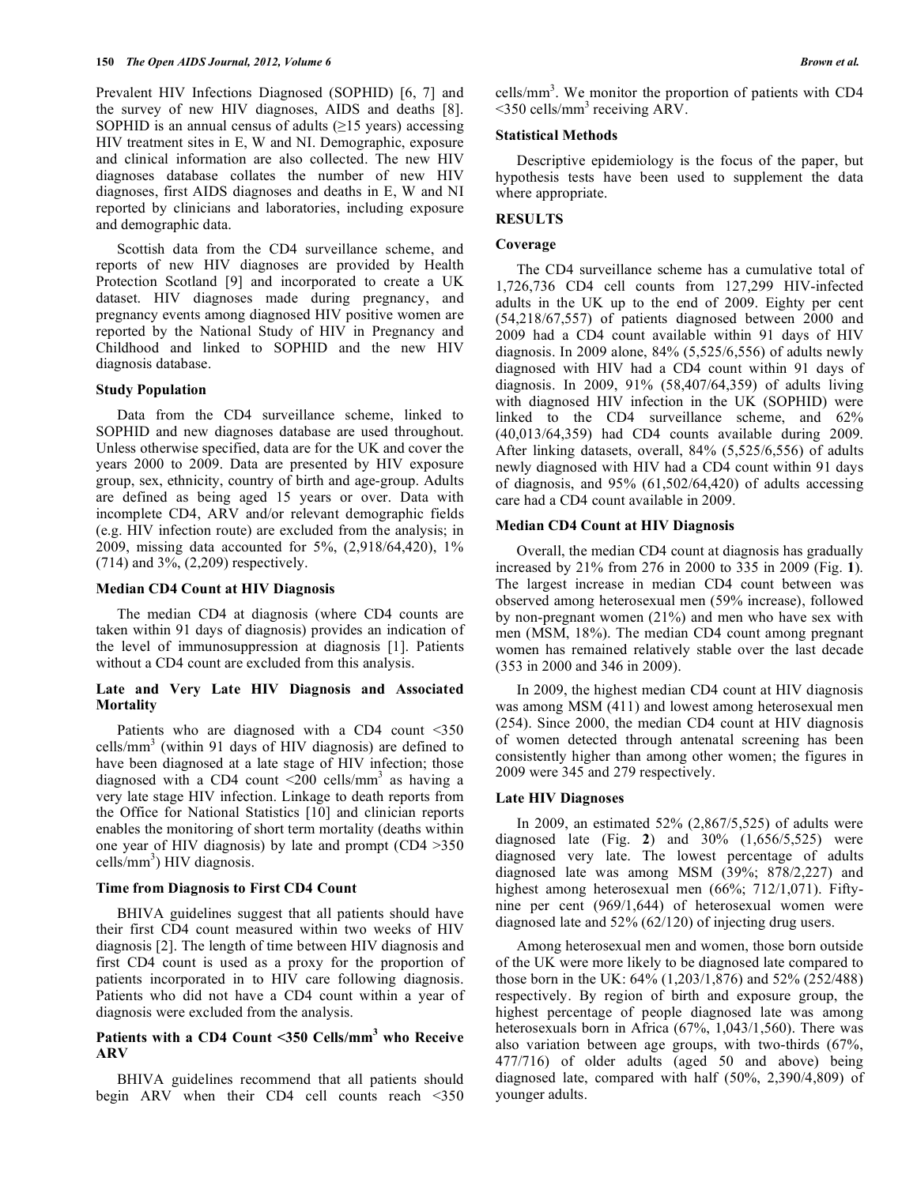Prevalent HIV Infections Diagnosed (SOPHID) [6, 7] and the survey of new HIV diagnoses, AIDS and deaths [8]. SOPHID is an annual census of adults (≥15 years) accessing HIV treatment sites in E, W and NI. Demographic, exposure and clinical information are also collected. The new HIV diagnoses database collates the number of new HIV diagnoses, first AIDS diagnoses and deaths in E, W and NI reported by clinicians and laboratories, including exposure and demographic data.

Scottish data from the CD4 surveillance scheme, and reports of new HIV diagnoses are provided by Health Protection Scotland [9] and incorporated to create a UK dataset. HIV diagnoses made during pregnancy, and pregnancy events among diagnosed HIV positive women are reported by the National Study of HIV in Pregnancy and Childhood and linked to SOPHID and the new HIV diagnosis database.

### Study Population

Data from the CD4 surveillance scheme, linked to SOPHID and new diagnoses database are used throughout. Unless otherwise specified, data are for the UK and cover the years 2000 to 2009. Data are presented by HIV exposure group, sex, ethnicity, country of birth and age-group. Adults are defined as being aged 15 years or over. Data with incomplete CD4, ARV and/or relevant demographic fields (e.g. HIV infection route) are excluded from the analysis; in 2009, missing data accounted for 5%, (2,918/64,420), 1% (714) and 3%, (2,209) respectively.

### Median CD4 Count at HIV Diagnosis

The median CD4 at diagnosis (where CD4 counts are taken within 91 days of diagnosis) provides an indication of the level of immunosuppression at diagnosis [1]. Patients without a CD4 count are excluded from this analysis.

### Late and Very Late HIV Diagnosis and Associated Mortality

Patients who are diagnosed with a CD4 count <350 cells/mm$^3$ (within 91 days of HIV diagnosis) are defined to have been diagnosed at a late stage of HIV infection; those diagnosed with a CD4 count <200 cells/mm$^3$ as having a very late stage HIV infection. Linkage to death reports from the Office for National Statistics [10] and clinician reports enables the monitoring of short term mortality (deaths within one year of HIV diagnosis) by late and prompt (CD4 >350 cells/mm$^3$) HIV diagnosis.

### Time from Diagnosis to First CD4 Count

BHIVA guidelines suggest that all patients should have their first CD4 count measured within two weeks of HIV diagnosis [2]. The length of time between HIV diagnosis and first CD4 count is used as a proxy for the proportion of patients incorporated in to HIV care following diagnosis. Patients who did not have a CD4 count within a year of diagnosis were excluded from the analysis.

### Patients with a CD4 Count <350 Cells/mm$^3$ who Receive ARV

BHIVA guidelines recommend that all patients should begin ARV when their CD4 cell counts reach <350 cells/mm$^3$. We monitor the proportion of patients with CD4 <350 cells/mm$^3$ receiving ARV.

### Statistical Methods

Descriptive epidemiology is the focus of the paper, but hypothesis tests have been used to supplement the data where appropriate.

## RESULTS

### Coverage

The CD4 surveillance scheme has a cumulative total of 1,726,736 CD4 cell counts from 127,299 HIV-infected adults in the UK up to the end of 2009. Eighty per cent (54,218/67,557) of patients diagnosed between 2000 and 2009 had a CD4 count available within 91 days of HIV diagnosis. In 2009 alone, 84% (5,525/6,556) of adults newly diagnosed with HIV had a CD4 count within 91 days of diagnosis. In 2009, 91% (58,407/64,359) of adults living with diagnosed HIV infection in the UK (SOPHID) were linked to the CD4 surveillance scheme, and 62% (40,013/64,359) had CD4 counts available during 2009. After linking datasets, overall, 84% (5,525/6,556) of adults newly diagnosed with HIV had a CD4 count within 91 days of diagnosis, and 95% (61,502/64,420) of adults accessing care had a CD4 count available in 2009.

### Median CD4 Count at HIV Diagnosis

Overall, the median CD4 count at diagnosis has gradually increased by 21% from 276 in 2000 to 335 in 2009 (Fig. **1**). The largest increase in median CD4 count between was observed among heterosexual men (59% increase), followed by non-pregnant women (21%) and men who have sex with men (MSM, 18%). The median CD4 count among pregnant women has remained relatively stable over the last decade (353 in 2000 and 346 in 2009).

In 2009, the highest median CD4 count at HIV diagnosis was among MSM (411) and lowest among heterosexual men (254). Since 2000, the median CD4 count at HIV diagnosis of women detected through antenatal screening has been consistently higher than among other women; the figures in 2009 were 345 and 279 respectively.

### Late HIV Diagnoses

In 2009, an estimated 52% (2,867/5,525) of adults were diagnosed late (Fig. **2**) and 30% (1,656/5,525) were diagnosed very late. The lowest percentage of adults diagnosed late was among MSM (39%; 878/2,227) and highest among heterosexual men (66%; 712/1,071). Fifty-nine per cent (969/1,644) of heterosexual women were diagnosed late and 52% (62/120) of injecting drug users.

Among heterosexual men and women, those born outside of the UK were more likely to be diagnosed late compared to those born in the UK: 64% (1,203/1,876) and 52% (252/488) respectively. By region of birth and exposure group, the highest percentage of people diagnosed late was among heterosexuals born in Africa (67%, 1,043/1,560). There was also variation between age groups, with two-thirds (67%, 477/716) of older adults (aged 50 and above) being diagnosed late, compared with half (50%, 2,390/4,809) of younger adults.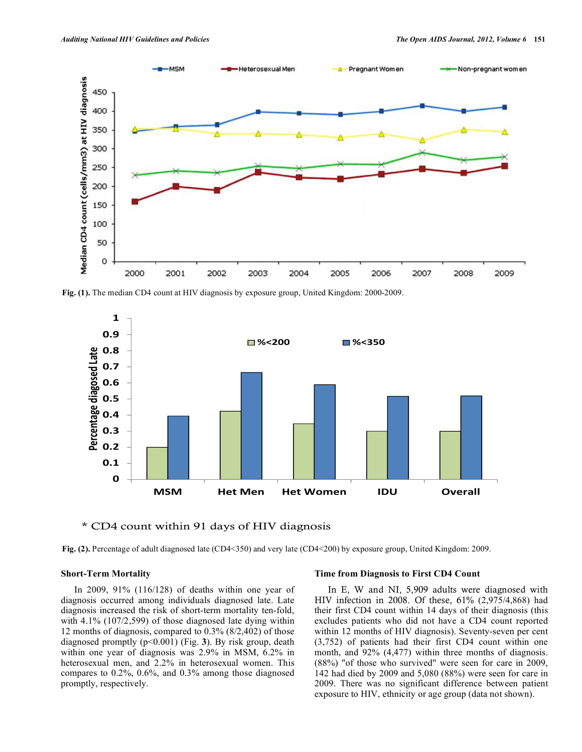Fig. (1). The median CD4 count at HIV diagnosis by exposure group, United Kingdom: 2000-2009.

\* CD4 count within 91 days of HIV diagnosis

Fig. (2). Percentage of adult diagnosed late (CD4<350) and very late (CD4<200) by exposure group, United Kingdom: 2009.

### Short-Term Mortality

In 2009, 91% (116/128) of deaths within one year of diagnosis occurred among individuals diagnosed late. Late diagnosis increased the risk of short-term mortality ten-fold, with 4.1% (107/2,599) of those diagnosed late dying within 12 months of diagnosis, compared to 0.3% (8/2,402) of those diagnosed promptly ($p<0.001$) (Fig. **3**). By risk group, death within one year of diagnosis was 2.9% in MSM, 6.2% in heterosexual men, and 2.2% in heterosexual women. This compares to 0.2%, 0.6%, and 0.3% among those diagnosed promptly, respectively.

### Time from Diagnosis to First CD4 Count

In E, W and NI, 5,909 adults were diagnosed with HIV infection in 2008. Of these, 61% (2,975/4,868) had their first CD4 count within 14 days of their diagnosis (this excludes patients who did not have a CD4 count reported within 12 months of HIV diagnosis). Seventy-seven per cent (3,752) of patients had their first CD4 count within one month, and 92% (4,477) within three months of diagnosis. (88%) "of those who survived" were seen for care in 2009, 142 had died by 2009 and 5,080 (88%) were seen for care in 2009. There was no significant difference between patient exposure to HIV, ethnicity or age group (data not shown).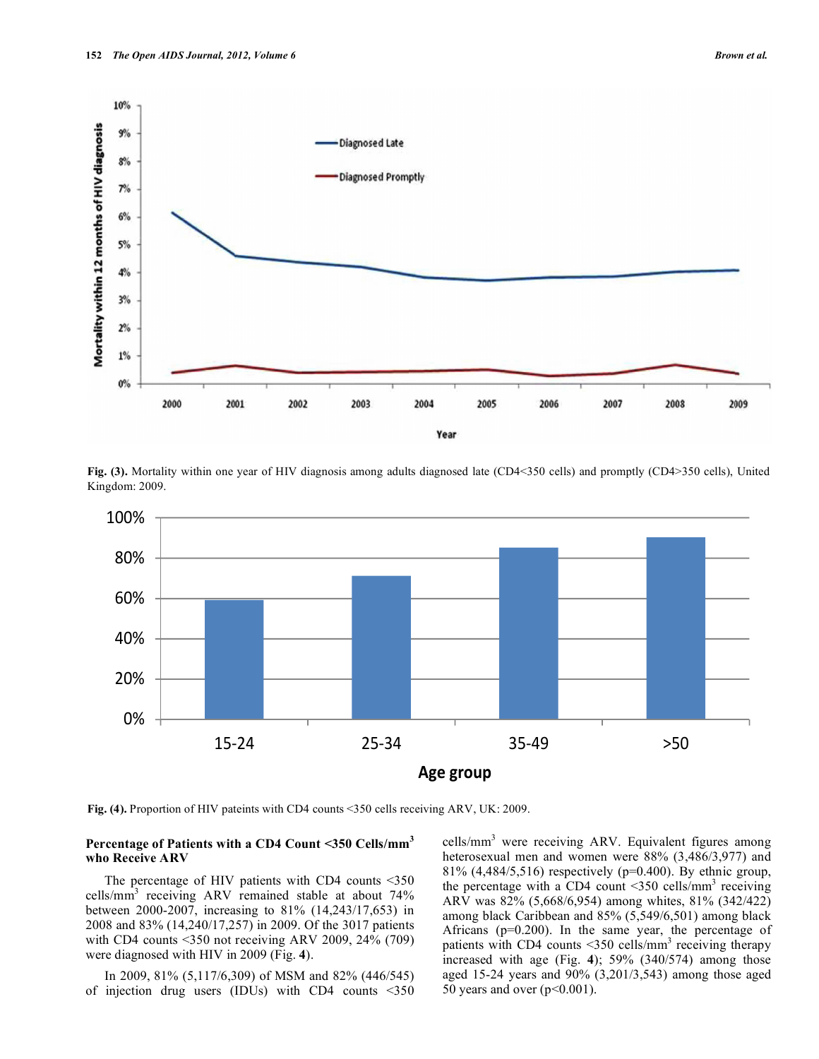Fig. (3). Mortality within one year of HIV diagnosis among adults diagnosed late (CD4<350 cells) and promptly (CD4>350 cells), United Kingdom: 2009.

Fig. (4). Proportion of HIV pateints with CD4 counts <350 cells receiving ARV, UK: 2009.

### Percentage of Patients with a CD4 Count <350 Cells/mm$^3$ who Receive ARV

The percentage of HIV patients with CD4 counts <350 cells/mm$^3$ receiving ARV remained stable at about 74% between 2000-2007, increasing to 81% (14,243/17,653) in 2008 and 83% (14,240/17,257) in 2009. Of the 3017 patients with CD4 counts <350 not receiving ARV 2009, 24% (709) were diagnosed with HIV in 2009 (Fig. **4**).

In 2009, 81% (5,117/6,309) of MSM and 82% (446/545) of injection drug users (IDUs) with CD4 counts <350 cells/mm$^3$ were receiving ARV. Equivalent figures among heterosexual men and women were 88% (3,486/3,977) and 81% (4,484/5,516) respectively (p=0.400). By ethnic group, the percentage with a CD4 count <350 cells/mm$^3$ receiving ARV was 82% (5,668/6,954) among whites, 81% (342/422) among black Caribbean and 85% (5,549/6,501) among black Africans (p=0.200). In the same year, the percentage of patients with CD4 counts <350 cells/mm$^3$ receiving therapy increased with age (Fig. **4**); 59% (340/574) among those aged 15-24 years and 90% (3,201/3,543) among those aged 50 years and over (p<0.001).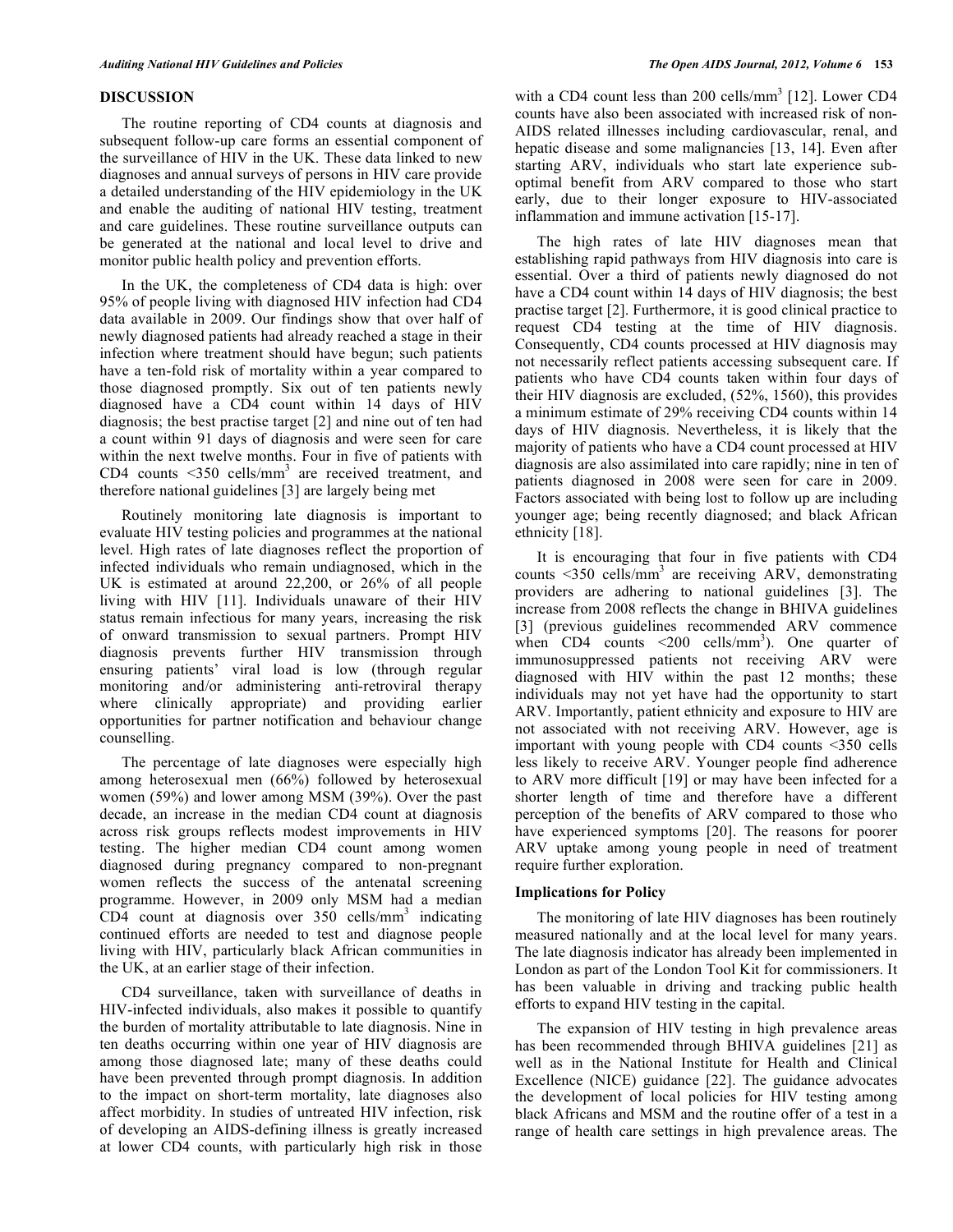## DISCUSSION

The routine reporting of CD4 counts at diagnosis and subsequent follow-up care forms an essential component of the surveillance of HIV in the UK. These data linked to new diagnoses and annual surveys of persons in HIV care provide a detailed understanding of the HIV epidemiology in the UK and enable the auditing of national HIV testing, treatment and care guidelines. These routine surveillance outputs can be generated at the national and local level to drive and monitor public health policy and prevention efforts.

In the UK, the completeness of CD4 data is high: over 95% of people living with diagnosed HIV infection had CD4 data available in 2009. Our findings show that over half of newly diagnosed patients had already reached a stage in their infection where treatment should have begun; such patients have a ten-fold risk of mortality within a year compared to those diagnosed promptly. Six out of ten patients newly diagnosed have a CD4 count within 14 days of HIV diagnosis; the best practise target [2] and nine out of ten had a count within 91 days of diagnosis and were seen for care within the next twelve months. Four in five of patients with CD4 counts <350 cells/mm$^3$ are received treatment, and therefore national guidelines [3] are largely being met

Routinely monitoring late diagnosis is important to evaluate HIV testing policies and programmes at the national level. High rates of late diagnoses reflect the proportion of infected individuals who remain undiagnosed, which in the UK is estimated at around 22,200, or 26% of all people living with HIV [11]. Individuals unaware of their HIV status remain infectious for many years, increasing the risk of onward transmission to sexual partners. Prompt HIV diagnosis prevents further HIV transmission through ensuring patients' viral load is low (through regular monitoring and/or administering anti-retroviral therapy where clinically appropriate) and providing earlier opportunities for partner notification and behaviour change counselling.

The percentage of late diagnoses were especially high among heterosexual men (66%) followed by heterosexual women (59%) and lower among MSM (39%). Over the past decade, an increase in the median CD4 count at diagnosis across risk groups reflects modest improvements in HIV testing. The higher median CD4 count among women diagnosed during pregnancy compared to non-pregnant women reflects the success of the antenatal screening programme. However, in 2009 only MSM had a median CD4 count at diagnosis over 350 cells/mm$^3$ indicating continued efforts are needed to test and diagnose people living with HIV, particularly black African communities in the UK, at an earlier stage of their infection.

CD4 surveillance, taken with surveillance of deaths in HIV-infected individuals, also makes it possible to quantify the burden of mortality attributable to late diagnosis. Nine in ten deaths occurring within one year of HIV diagnosis are among those diagnosed late; many of these deaths could have been prevented through prompt diagnosis. In addition to the impact on short-term mortality, late diagnoses also affect morbidity. In studies of untreated HIV infection, risk of developing an AIDS-defining illness is greatly increased at lower CD4 counts, with particularly high risk in those with a CD4 count less than 200 cells/mm$^3$ [12]. Lower CD4 counts have also been associated with increased risk of non-AIDS related illnesses including cardiovascular, renal, and hepatic disease and some malignancies [13, 14]. Even after starting ARV, individuals who start late experience sub-optimal benefit from ARV compared to those who start early, due to their longer exposure to HIV-associated inflammation and immune activation [15-17].

The high rates of late HIV diagnoses mean that establishing rapid pathways from HIV diagnosis into care is essential. Over a third of patients newly diagnosed do not have a CD4 count within 14 days of HIV diagnosis; the best practise target [2]. Furthermore, it is good clinical practice to request CD4 testing at the time of HIV diagnosis. Consequently, CD4 counts processed at HIV diagnosis may not necessarily reflect patients accessing subsequent care. If patients who have CD4 counts taken within four days of their HIV diagnosis are excluded, (52%, 1560), this provides a minimum estimate of 29% receiving CD4 counts within 14 days of HIV diagnosis. Nevertheless, it is likely that the majority of patients who have a CD4 count processed at HIV diagnosis are also assimilated into care rapidly; nine in ten of patients diagnosed in 2008 were seen for care in 2009. Factors associated with being lost to follow up are including younger age; being recently diagnosed; and black African ethnicity [18].

It is encouraging that four in five patients with CD4 counts <350 cells/mm$^3$ are receiving ARV, demonstrating providers are adhering to national guidelines [3]. The increase from 2008 reflects the change in BHIVA guidelines [3] (previous guidelines recommended ARV commence when CD4 counts <200 cells/mm$^3$). One quarter of immunosuppressed patients not receiving ARV were diagnosed with HIV within the past 12 months; these individuals may not yet have had the opportunity to start ARV. Importantly, patient ethnicity and exposure to HIV are not associated with not receiving ARV. However, age is important with young people with CD4 counts <350 cells less likely to receive ARV. Younger people find adherence to ARV more difficult [19] or may have been infected for a shorter length of time and therefore have a different perception of the benefits of ARV compared to those who have experienced symptoms [20]. The reasons for poorer ARV uptake among young people in need of treatment require further exploration.

### Implications for Policy

The monitoring of late HIV diagnoses has been routinely measured nationally and at the local level for many years. The late diagnosis indicator has already been implemented in London as part of the London Tool Kit for commissioners. It has been valuable in driving and tracking public health efforts to expand HIV testing in the capital.

The expansion of HIV testing in high prevalence areas has been recommended through BHIVA guidelines [21] as well as in the National Institute for Health and Clinical Excellence (NICE) guidance [22]. The guidance advocates the development of local policies for HIV testing among black Africans and MSM and the routine offer of a test in a range of health care settings in high prevalence areas. The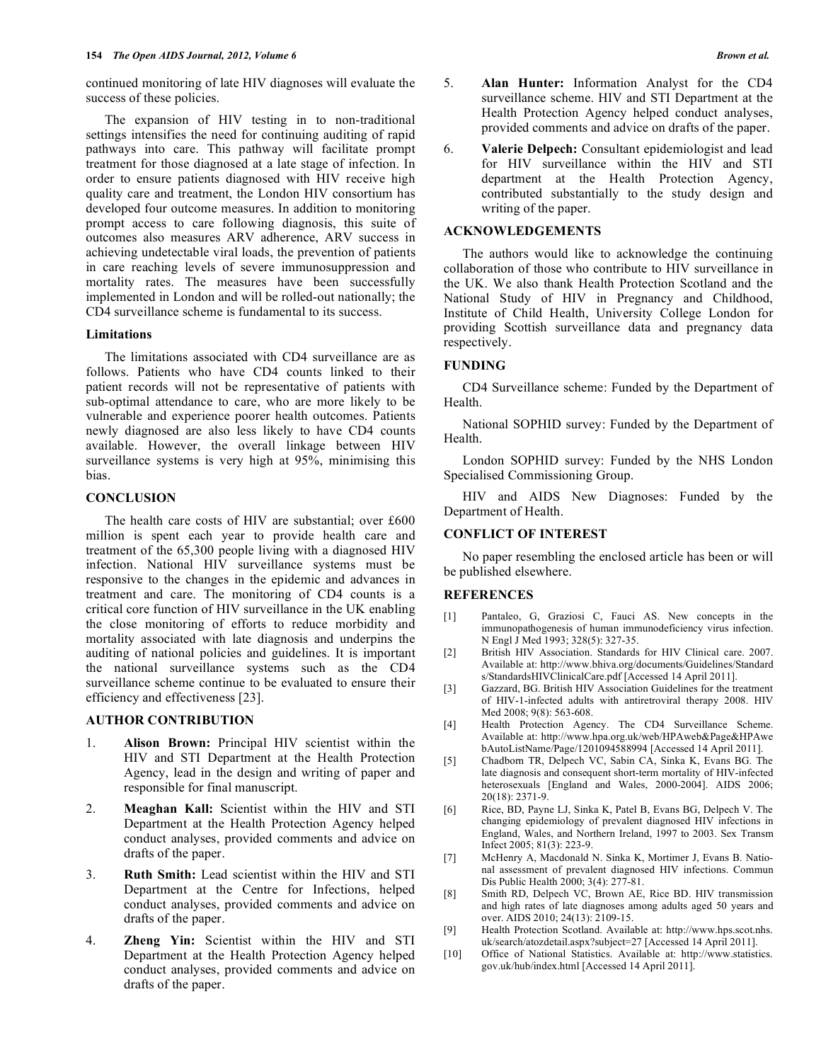continued monitoring of late HIV diagnoses will evaluate the success of these policies.

The expansion of HIV testing in to non-traditional settings intensifies the need for continuing auditing of rapid pathways into care. This pathway will facilitate prompt treatment for those diagnosed at a late stage of infection. In order to ensure patients diagnosed with HIV receive high quality care and treatment, the London HIV consortium has developed four outcome measures. In addition to monitoring prompt access to care following diagnosis, this suite of outcomes also measures ARV adherence, ARV success in achieving undetectable viral loads, the prevention of patients in care reaching levels of severe immunosuppression and mortality rates. The measures have been successfully implemented in London and will be rolled-out nationally; the CD4 surveillance scheme is fundamental to its success.

### Limitations

The limitations associated with CD4 surveillance are as follows. Patients who have CD4 counts linked to their patient records will not be representative of patients with sub-optimal attendance to care, who are more likely to be vulnerable and experience poorer health outcomes. Patients newly diagnosed are also less likely to have CD4 counts available. However, the overall linkage between HIV surveillance systems is very high at 95%, minimising this bias.

## CONCLUSION

The health care costs of HIV are substantial; over £600 million is spent each year to provide health care and treatment of the 65,300 people living with a diagnosed HIV infection. National HIV surveillance systems must be responsive to the changes in the epidemic and advances in treatment and care. The monitoring of CD4 counts is a critical core function of HIV surveillance in the UK enabling the close monitoring of efforts to reduce morbidity and mortality associated with late diagnosis and underpins the auditing of national policies and guidelines. It is important the national surveillance systems such as the CD4 surveillance scheme continue to be evaluated to ensure their efficiency and effectiveness [23].

## AUTHOR CONTRIBUTION

1. **Alison Brown:** Principal HIV scientist within the HIV and STI Department at the Health Protection Agency, lead in the design and writing of paper and responsible for final manuscript.
2. **Meaghan Kall:** Scientist within the HIV and STI Department at the Health Protection Agency helped conduct analyses, provided comments and advice on drafts of the paper.
3. **Ruth Smith:** Lead scientist within the HIV and STI Department at the Centre for Infections, helped conduct analyses, provided comments and advice on drafts of the paper.
4. **Zheng Yin:** Scientist within the HIV and STI Department at the Health Protection Agency helped conduct analyses, provided comments and advice on drafts of the paper.
5. **Alan Hunter:** Information Analyst for the CD4 surveillance scheme. HIV and STI Department at the Health Protection Agency helped conduct analyses, provided comments and advice on drafts of the paper.
6. **Valerie Delpech:** Consultant epidemiologist and lead for HIV surveillance within the HIV and STI department at the Health Protection Agency, contributed substantially to the study design and writing of the paper.

## ACKNOWLEDGEMENTS

The authors would like to acknowledge the continuing collaboration of those who contribute to HIV surveillance in the UK. We also thank Health Protection Scotland and the National Study of HIV in Pregnancy and Childhood, Institute of Child Health, University College London for providing Scottish surveillance data and pregnancy data respectively.

## FUNDING

CD4 Surveillance scheme: Funded by the Department of Health.

National SOPHID survey: Funded by the Department of Health.

London SOPHID survey: Funded by the NHS London Specialised Commissioning Group.

HIV and AIDS New Diagnoses: Funded by the Department of Health.

## CONFLICT OF INTEREST

No paper resembling the enclosed article has been or will be published elsewhere.

## REFERENCES

[1] Pantaleo, G, Graziosi C, Fauci AS. New concepts in the immunopathogenesis of human immunodeficiency virus infection. N Engl J Med 1993; 328(5): 327-35.

[2] British HIV Association. Standards for HIV Clinical care. 2007. Available at: http://www.bhiva.org/documents/Guidelines/Standards/StandardsHIVClinicalCare.pdf [Accessed 14 April 2011].

[3] Gazzard, BG. British HIV Association Guidelines for the treatment of HIV-1-infected adults with antiretroviral therapy 2008. HIV Med 2008; 9(8): 563-608.

[4] Health Protection Agency. The CD4 Surveillance Scheme. Available at: http://www.hpa.org.uk/web/HPAweb&Page&HPAwebAutoListName/Page/1201094588994 [Accessed 14 April 2011].

[5] Chadborn TR, Delpech VC, Sabin CA, Sinka K, Evans BG. The late diagnosis and consequent short-term mortality of HIV-infected heterosexuals [England and Wales, 2000-2004]. AIDS 2006; 20(18): 2371-9.

[6] Rice, BD, Payne LJ, Sinka K, Patel B, Evans BG, Delpech V. The changing epidemiology of prevalent diagnosed HIV infections in England, Wales, and Northern Ireland, 1997 to 2003. Sex Transm Infect 2005; 81(3): 223-9.

[7] McHenry A, Macdonald N. Sinka K, Mortimer J, Evans B. National assessment of prevalent diagnosed HIV infections. Commun Dis Public Health 2000; 3(4): 277-81.

[8] Smith RD, Delpech VC, Brown AE, Rice BD. HIV transmission and high rates of late diagnoses among adults aged 50 years and over. AIDS 2010; 24(13): 2109-15.

[9] Health Protection Scotland. Available at: http://www.hps.scot.nhs.uk/search/atozdetail.aspx?subject=27 [Accessed 14 April 2011].

[10] Office of National Statistics. Available at: http://www.statistics.gov.uk/hub/index.html [Accessed 14 April 2011].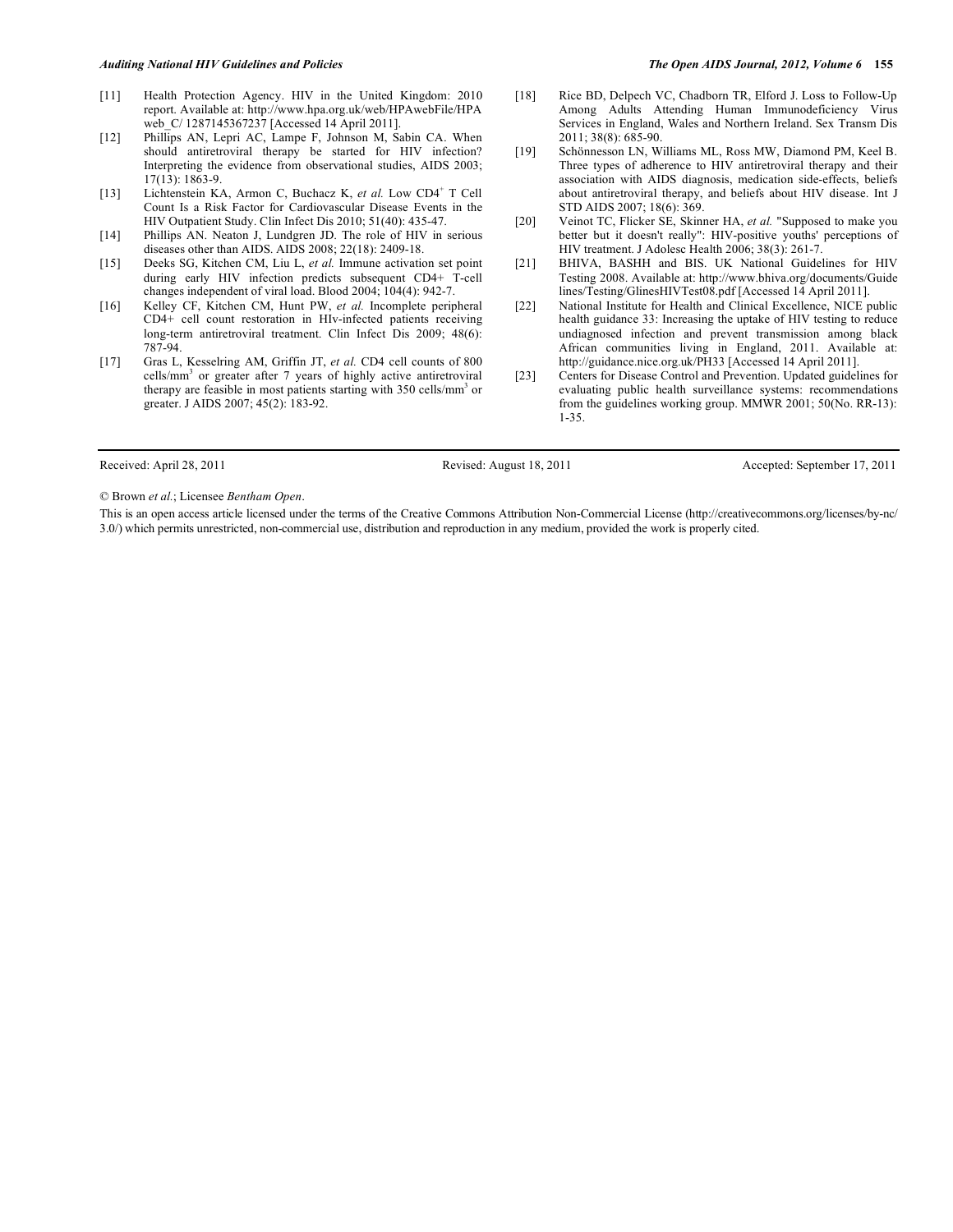[11] Health Protection Agency. HIV in the United Kingdom: 2010 report. Available at: http://www.hpa.org.uk/web/HPAwebFile/HPAweb_C/ 1287145367237 [Accessed 14 April 2011].

[12] Phillips AN, Lepri AC, Lampe F, Johnson M, Sabin CA. When should antiretroviral therapy be started for HIV infection? Interpreting the evidence from observational studies, AIDS 2003; 17(13): 1863-9.

[13] Lichtenstein KA, Armon C, Buchacz K, *et al.* Low CD4$^{+}$ T Cell Count Is a Risk Factor for Cardiovascular Disease Events in the HIV Outpatient Study. Clin Infect Dis 2010; 51(40): 435-47.

[14] Phillips AN. Neaton J, Lundgren JD. The role of HIV in serious diseases other than AIDS. AIDS 2008; 22(18): 2409-18.

[15] Deeks SG, Kitchen CM, Liu L, *et al.* Immune activation set point during early HIV infection predicts subsequent CD4+ T-cell changes independent of viral load. Blood 2004; 104(4): 942-7.

[16] Kelley CF, Kitchen CM, Hunt PW, *et al.* Incomplete peripheral CD4+ cell count restoration in HIv-infected patients receiving long-term antiretroviral treatment. Clin Infect Dis 2009; 48(6): 787-94.

[17] Gras L, Kesselring AM, Griffin JT, *et al.* CD4 cell counts of 800 cells/mm$^{3}$ or greater after 7 years of highly active antiretroviral therapy are feasible in most patients starting with 350 cells/mm$^{3}$ or greater. J AIDS 2007; 45(2): 183-92.

[18] Rice BD, Delpech VC, Chadborn TR, Elford J. Loss to Follow-Up Among Adults Attending Human Immunodeficiency Virus Services in England, Wales and Northern Ireland. Sex Transm Dis 2011; 38(8): 685-90.

[19] Schönnesson LN, Williams ML, Ross MW, Diamond PM, Keel B. Three types of adherence to HIV antiretroviral therapy and their association with AIDS diagnosis, medication side-effects, beliefs about antiretroviral therapy, and beliefs about HIV disease. Int J STD AIDS 2007; 18(6): 369.

[20] Veinot TC, Flicker SE, Skinner HA, *et al.* "Supposed to make you better but it doesn't really": HIV-positive youths' perceptions of HIV treatment. J Adolesc Health 2006; 38(3): 261-7.

[21] BHIVA, BASHH and BIS. UK National Guidelines for HIV Testing 2008. Available at: http://www.bhiva.org/documents/Guidelines/Testing/GlinesHIVTest08.pdf [Accessed 14 April 2011].

[22] National Institute for Health and Clinical Excellence, NICE public health guidance 33: Increasing the uptake of HIV testing to reduce undiagnosed infection and prevent transmission among black African communities living in England, 2011. Available at: http://guidance.nice.org.uk/PH33 [Accessed 14 April 2011].

[23] Centers for Disease Control and Prevention. Updated guidelines for evaluating public health surveillance systems: recommendations from the guidelines working group. MMWR 2001; 50(No. RR-13): 1-35.

Received: April 28, 2011 Revised: August 18, 2011 Accepted: September 17, 2011

© Brown *et al.*; Licensee *Bentham Open*.

This is an open access article licensed under the terms of the Creative Commons Attribution Non-Commercial License (http://creativecommons.org/licenses/by-nc/3.0/) which permits unrestricted, non-commercial use, distribution and reproduction in any medium, provided the work is properly cited.